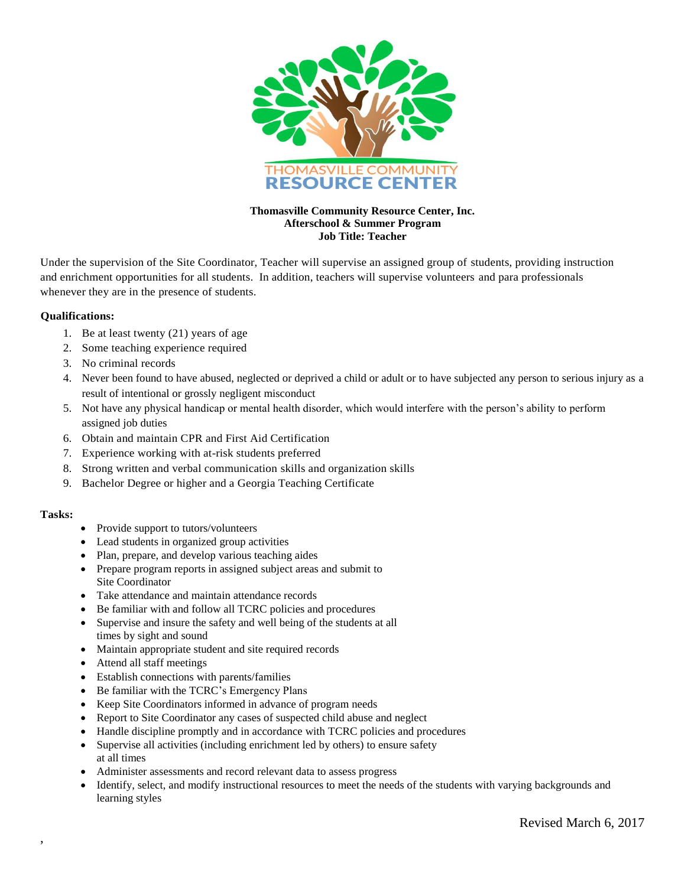THOMASVILLE COMMUNITY
RESOURCE CENTER

**Thomasville Community Resource Center, Inc.**
**Afterschool & Summer Program**
**Job Title: Teacher**

Under the supervision of the Site Coordinator, Teacher will supervise an assigned group of students, providing instruction and enrichment opportunities for all students. In addition, teachers will supervise volunteers and para professionals whenever they are in the presence of students.

**Qualifications:**

1. Be at least twenty (21) years of age
2. Some teaching experience required
3. No criminal records
4. Never been found to have abused, neglected or deprived a child or adult or to have subjected any person to serious injury as a result of intentional or grossly negligent misconduct
5. Not have any physical handicap or mental health disorder, which would interfere with the person's ability to perform assigned job duties
6. Obtain and maintain CPR and First Aid Certification
7. Experience working with at-risk students preferred
8. Strong written and verbal communication skills and organization skills
9. Bachelor Degree or higher and a Georgia Teaching Certificate

**Tasks:**

- Provide support to tutors/volunteers
- Lead students in organized group activities
- Plan, prepare, and develop various teaching aides
- Prepare program reports in assigned subject areas and submit to Site Coordinator
- Take attendance and maintain attendance records
- Be familiar with and follow all TCRC policies and procedures
- Supervise and insure the safety and well being of the students at all times by sight and sound
- Maintain appropriate student and site required records
- Attend all staff meetings
- Establish connections with parents/families
- Be familiar with the TCRC's Emergency Plans
- Keep Site Coordinators informed in advance of program needs
- Report to Site Coordinator any cases of suspected child abuse and neglect
- Handle discipline promptly and in accordance with TCRC policies and procedures
- Supervise all activities (including enrichment led by others) to ensure safety at all times
- Administer assessments and record relevant data to assess progress
- Identify, select, and modify instructional resources to meet the needs of the students with varying backgrounds and learning styles

Revised March 6, 2017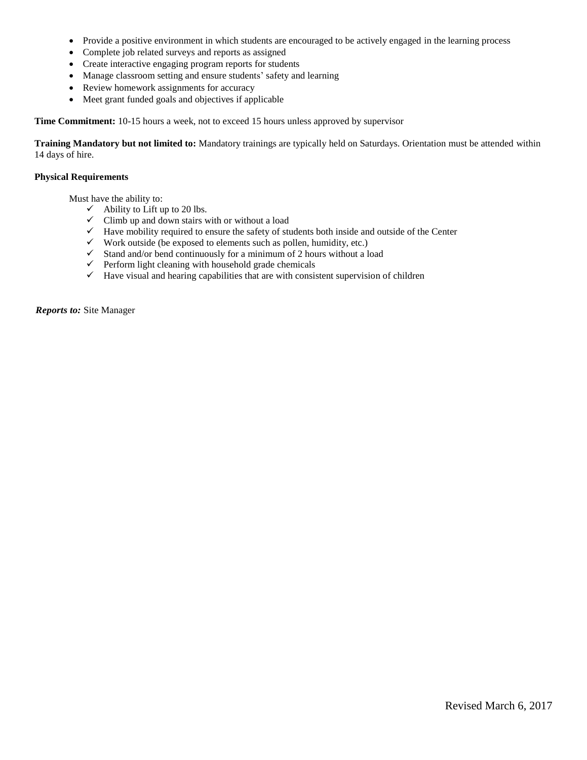- Provide a positive environment in which students are encouraged to be actively engaged in the learning process
- Complete job related surveys and reports as assigned
- Create interactive engaging program reports for students
- Manage classroom setting and ensure students' safety and learning
- Review homework assignments for accuracy
- Meet grant funded goals and objectives if applicable

**Time Commitment:** 10-15 hours a week, not to exceed 15 hours unless approved by supervisor

**Training Mandatory but not limited to:** Mandatory trainings are typically held on Saturdays. Orientation must be attended within 14 days of hire.

**Physical Requirements**

Must have the ability to:

- ✓ Ability to Lift up to 20 lbs.
- ✓ Climb up and down stairs with or without a load
- ✓ Have mobility required to ensure the safety of students both inside and outside of the Center
- ✓ Work outside (be exposed to elements such as pollen, humidity, etc.)
- ✓ Stand and/or bend continuously for a minimum of 2 hours without a load
- ✓ Perform light cleaning with household grade chemicals
- ✓ Have visual and hearing capabilities that are with consistent supervision of children

***Reports to:*** Site Manager

Revised March 6, 2017